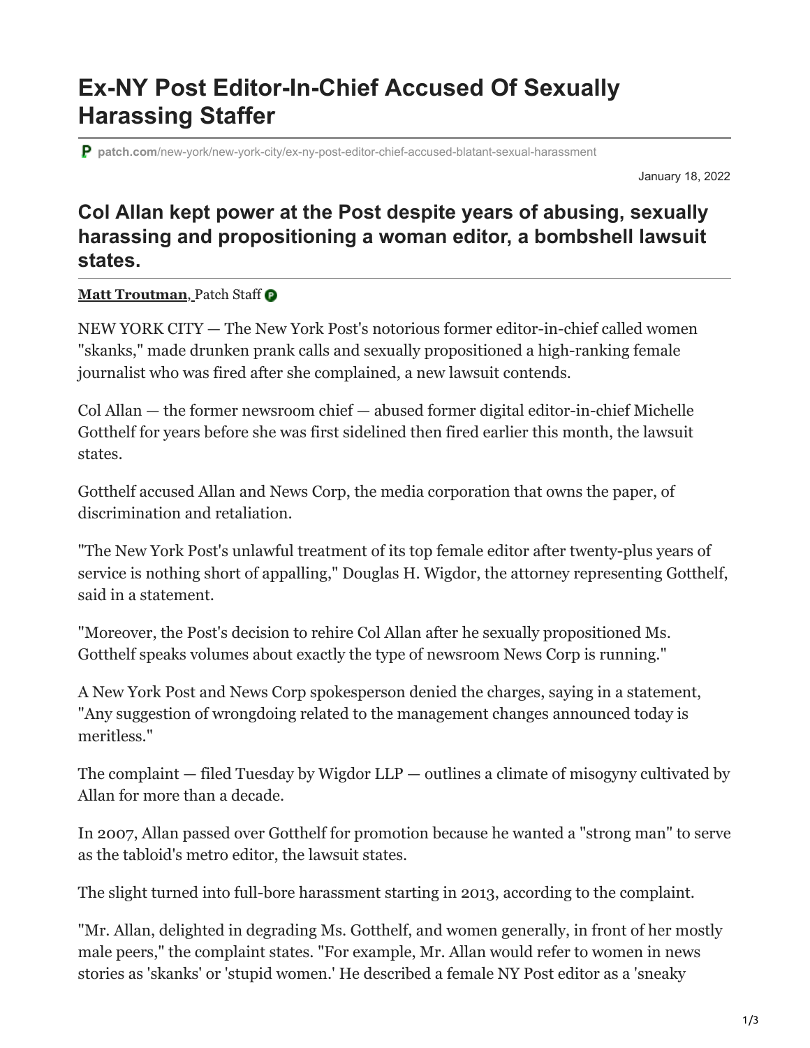# Ex-NY Post Editor-In-Chief Accused Of Sexually Harassing Staffer

patch.com/new-york/new-york-city/ex-ny-post-editor-chief-accused-blatant-sexual-harassment

January 18, 2022

## Col Allan kept power at the Post despite years of abusing, sexually harassing and propositioning a woman editor, a bombshell lawsuit states.

**Matt Troutman**, Patch Staff

NEW YORK CITY — The New York Post's notorious former editor-in-chief called women "skanks," made drunken prank calls and sexually propositioned a high-ranking female journalist who was fired after she complained, a new lawsuit contends.

Col Allan — the former newsroom chief — abused former digital editor-in-chief Michelle Gotthelf for years before she was first sidelined then fired earlier this month, the lawsuit states.

Gotthelf accused Allan and News Corp, the media corporation that owns the paper, of discrimination and retaliation.

"The New York Post's unlawful treatment of its top female editor after twenty-plus years of service is nothing short of appalling," Douglas H. Wigdor, the attorney representing Gotthelf, said in a statement.

"Moreover, the Post's decision to rehire Col Allan after he sexually propositioned Ms. Gotthelf speaks volumes about exactly the type of newsroom News Corp is running."

A New York Post and News Corp spokesperson denied the charges, saying in a statement, "Any suggestion of wrongdoing related to the management changes announced today is meritless."

The complaint — filed Tuesday by Wigdor LLP — outlines a climate of misogyny cultivated by Allan for more than a decade.

In 2007, Allan passed over Gotthelf for promotion because he wanted a "strong man" to serve as the tabloid's metro editor, the lawsuit states.

The slight turned into full-bore harassment starting in 2013, according to the complaint.

"Mr. Allan, delighted in degrading Ms. Gotthelf, and women generally, in front of her mostly male peers," the complaint states. "For example, Mr. Allan would refer to women in news stories as 'skanks' or 'stupid women.' He described a female NY Post editor as a 'sneaky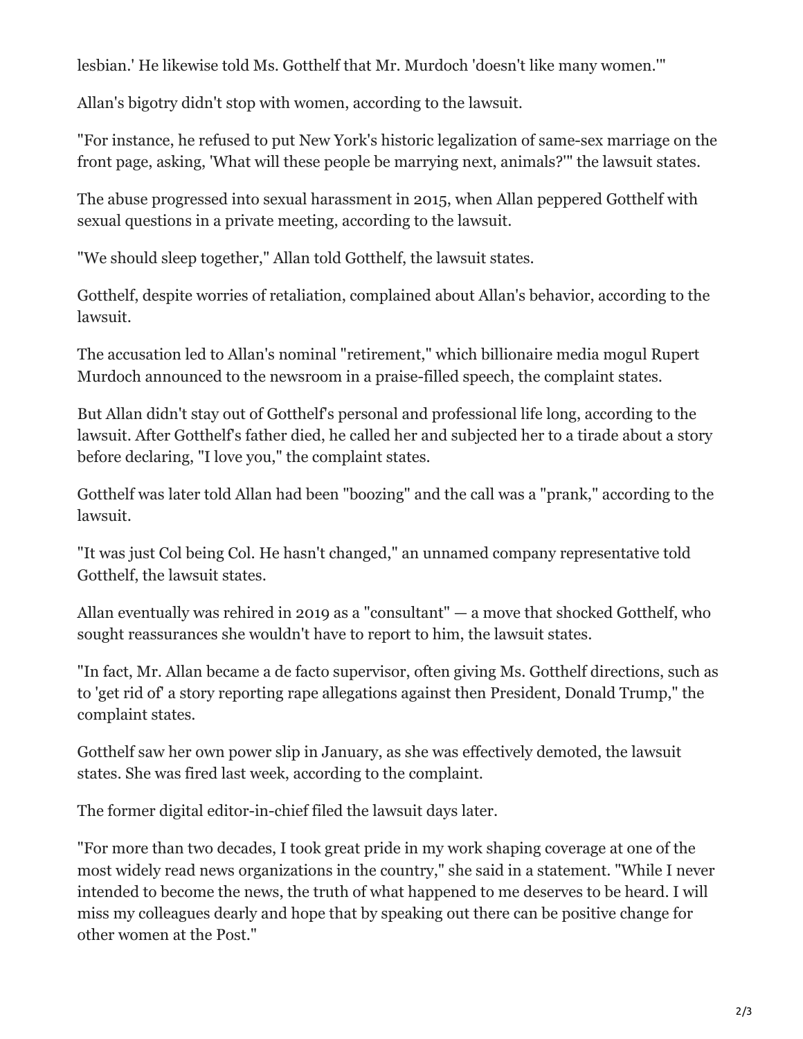lesbian.' He likewise told Ms. Gotthelf that Mr. Murdoch 'doesn't like many women.'"

Allan's bigotry didn't stop with women, according to the lawsuit.

"For instance, he refused to put New York's historic legalization of same-sex marriage on the front page, asking, 'What will these people be marrying next, animals?'" the lawsuit states.

The abuse progressed into sexual harassment in 2015, when Allan peppered Gotthelf with sexual questions in a private meeting, according to the lawsuit.

"We should sleep together," Allan told Gotthelf, the lawsuit states.

Gotthelf, despite worries of retaliation, complained about Allan's behavior, according to the lawsuit.

The accusation led to Allan's nominal "retirement," which billionaire media mogul Rupert Murdoch announced to the newsroom in a praise-filled speech, the complaint states.

But Allan didn't stay out of Gotthelf's personal and professional life long, according to the lawsuit. After Gotthelf's father died, he called her and subjected her to a tirade about a story before declaring, "I love you," the complaint states.

Gotthelf was later told Allan had been "boozing" and the call was a "prank," according to the lawsuit.

"It was just Col being Col. He hasn't changed," an unnamed company representative told Gotthelf, the lawsuit states.

Allan eventually was rehired in 2019 as a "consultant" — a move that shocked Gotthelf, who sought reassurances she wouldn't have to report to him, the lawsuit states.

"In fact, Mr. Allan became a de facto supervisor, often giving Ms. Gotthelf directions, such as to 'get rid of' a story reporting rape allegations against then President, Donald Trump," the complaint states.

Gotthelf saw her own power slip in January, as she was effectively demoted, the lawsuit states. She was fired last week, according to the complaint.

The former digital editor-in-chief filed the lawsuit days later.

"For more than two decades, I took great pride in my work shaping coverage at one of the most widely read news organizations in the country," she said in a statement. "While I never intended to become the news, the truth of what happened to me deserves to be heard. I will miss my colleagues dearly and hope that by speaking out there can be positive change for other women at the Post."